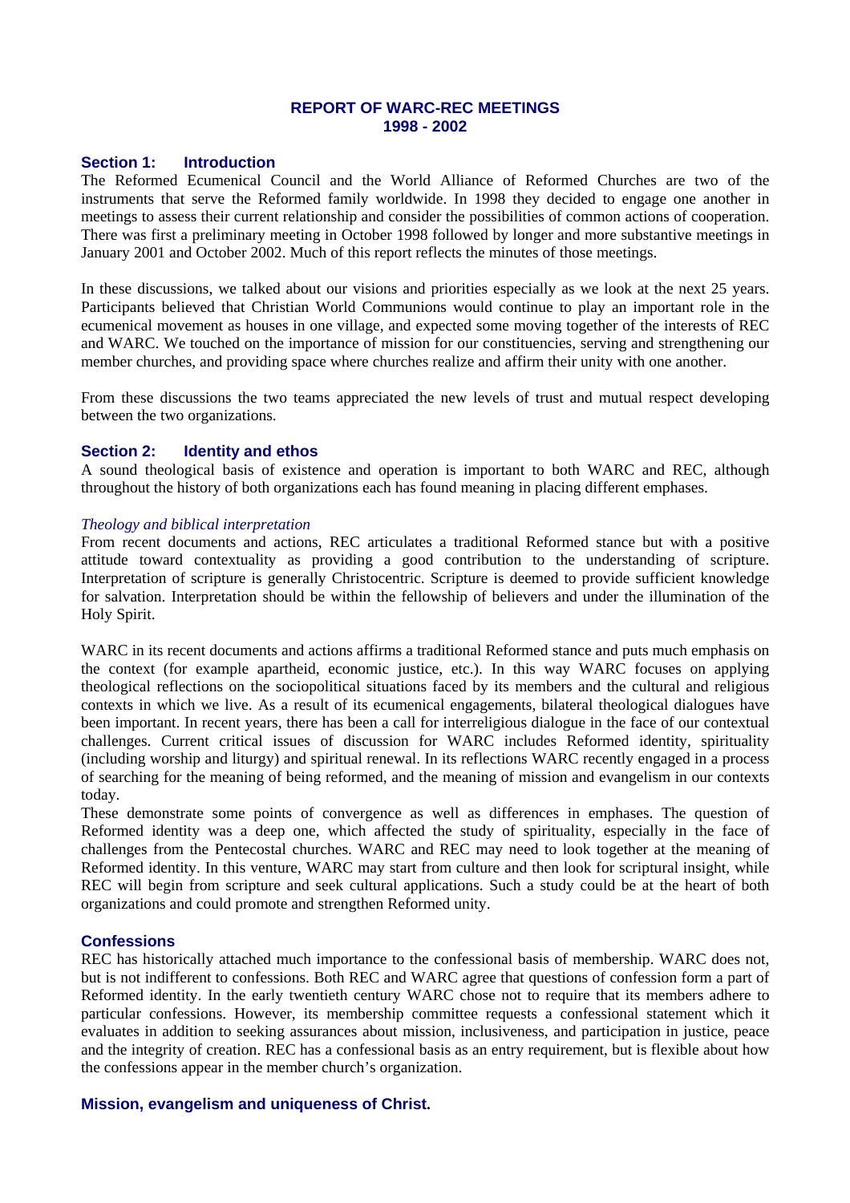# REPORT OF WARC-REC MEETINGS
# 1998 - 2002

## Section 1: Introduction

The Reformed Ecumenical Council and the World Alliance of Reformed Churches are two of the instruments that serve the Reformed family worldwide. In 1998 they decided to engage one another in meetings to assess their current relationship and consider the possibilities of common actions of cooperation. There was first a preliminary meeting in October 1998 followed by longer and more substantive meetings in January 2001 and October 2002. Much of this report reflects the minutes of those meetings.

In these discussions, we talked about our visions and priorities especially as we look at the next 25 years. Participants believed that Christian World Communions would continue to play an important role in the ecumenical movement as houses in one village, and expected some moving together of the interests of REC and WARC. We touched on the importance of mission for our constituencies, serving and strengthening our member churches, and providing space where churches realize and affirm their unity with one another.

From these discussions the two teams appreciated the new levels of trust and mutual respect developing between the two organizations.

## Section 2: Identity and ethos

A sound theological basis of existence and operation is important to both WARC and REC, although throughout the history of both organizations each has found meaning in placing different emphases.

*Theology and biblical interpretation*

From recent documents and actions, REC articulates a traditional Reformed stance but with a positive attitude toward contextuality as providing a good contribution to the understanding of scripture. Interpretation of scripture is generally Christocentric. Scripture is deemed to provide sufficient knowledge for salvation. Interpretation should be within the fellowship of believers and under the illumination of the Holy Spirit.

WARC in its recent documents and actions affirms a traditional Reformed stance and puts much emphasis on the context (for example apartheid, economic justice, etc.). In this way WARC focuses on applying theological reflections on the sociopolitical situations faced by its members and the cultural and religious contexts in which we live. As a result of its ecumenical engagements, bilateral theological dialogues have been important. In recent years, there has been a call for interreligious dialogue in the face of our contextual challenges. Current critical issues of discussion for WARC includes Reformed identity, spirituality (including worship and liturgy) and spiritual renewal. In its reflections WARC recently engaged in a process of searching for the meaning of being reformed, and the meaning of mission and evangelism in our contexts today.

These demonstrate some points of convergence as well as differences in emphases. The question of Reformed identity was a deep one, which affected the study of spirituality, especially in the face of challenges from the Pentecostal churches. WARC and REC may need to look together at the meaning of Reformed identity. In this venture, WARC may start from culture and then look for scriptural insight, while REC will begin from scripture and seek cultural applications. Such a study could be at the heart of both organizations and could promote and strengthen Reformed unity.

### Confessions

REC has historically attached much importance to the confessional basis of membership. WARC does not, but is not indifferent to confessions. Both REC and WARC agree that questions of confession form a part of Reformed identity. In the early twentieth century WARC chose not to require that its members adhere to particular confessions. However, its membership committee requests a confessional statement which it evaluates in addition to seeking assurances about mission, inclusiveness, and participation in justice, peace and the integrity of creation. REC has a confessional basis as an entry requirement, but is flexible about how the confessions appear in the member church's organization.

### Mission, evangelism and uniqueness of Christ.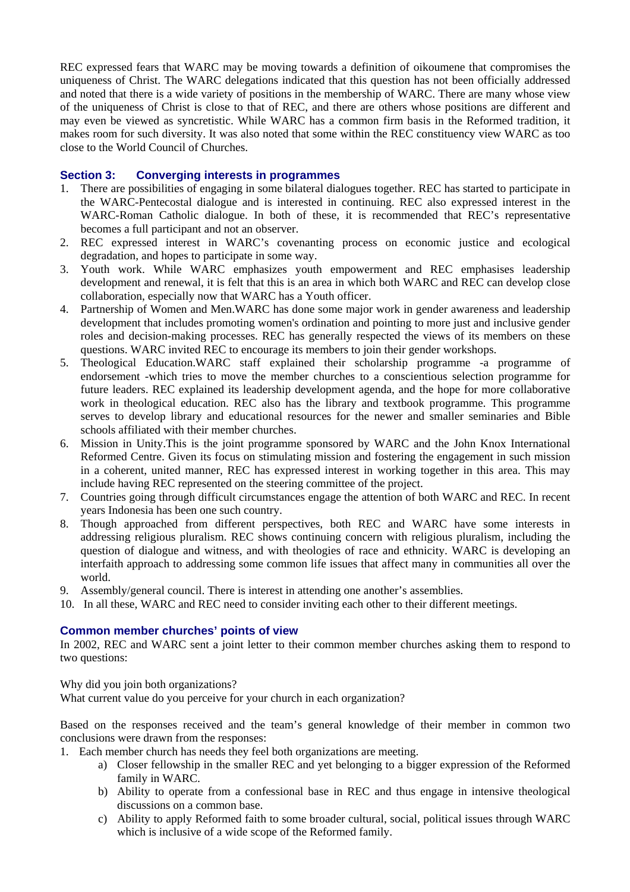REC expressed fears that WARC may be moving towards a definition of oikoumene that compromises the uniqueness of Christ. The WARC delegations indicated that this question has not been officially addressed and noted that there is a wide variety of positions in the membership of WARC. There are many whose view of the uniqueness of Christ is close to that of REC, and there are others whose positions are different and may even be viewed as syncretistic. While WARC has a common firm basis in the Reformed tradition, it makes room for such diversity. It was also noted that some within the REC constituency view WARC as too close to the World Council of Churches.

## Section 3: Converging interests in programmes

1. There are possibilities of engaging in some bilateral dialogues together. REC has started to participate in the WARC-Pentecostal dialogue and is interested in continuing. REC also expressed interest in the WARC-Roman Catholic dialogue. In both of these, it is recommended that REC's representative becomes a full participant and not an observer.
2. REC expressed interest in WARC's covenanting process on economic justice and ecological degradation, and hopes to participate in some way.
3. Youth work. While WARC emphasizes youth empowerment and REC emphasises leadership development and renewal, it is felt that this is an area in which both WARC and REC can develop close collaboration, especially now that WARC has a Youth officer.
4. Partnership of Women and Men.WARC has done some major work in gender awareness and leadership development that includes promoting women's ordination and pointing to more just and inclusive gender roles and decision-making processes. REC has generally respected the views of its members on these questions. WARC invited REC to encourage its members to join their gender workshops.
5. Theological Education.WARC staff explained their scholarship programme -a programme of endorsement -which tries to move the member churches to a conscientious selection programme for future leaders. REC explained its leadership development agenda, and the hope for more collaborative work in theological education. REC also has the library and textbook programme. This programme serves to develop library and educational resources for the newer and smaller seminaries and Bible schools affiliated with their member churches.
6. Mission in Unity.This is the joint programme sponsored by WARC and the John Knox International Reformed Centre. Given its focus on stimulating mission and fostering the engagement in such mission in a coherent, united manner, REC has expressed interest in working together in this area. This may include having REC represented on the steering committee of the project.
7. Countries going through difficult circumstances engage the attention of both WARC and REC. In recent years Indonesia has been one such country.
8. Though approached from different perspectives, both REC and WARC have some interests in addressing religious pluralism. REC shows continuing concern with religious pluralism, including the question of dialogue and witness, and with theologies of race and ethnicity. WARC is developing an interfaith approach to addressing some common life issues that affect many in communities all over the world.
9. Assembly/general council. There is interest in attending one another's assemblies.
10. In all these, WARC and REC need to consider inviting each other to their different meetings.

## Common member churches' points of view

In 2002, REC and WARC sent a joint letter to their common member churches asking them to respond to two questions:

Why did you join both organizations?
What current value do you perceive for your church in each organization?

Based on the responses received and the team's general knowledge of their member in common two conclusions were drawn from the responses:

1. Each member church has needs they feel both organizations are meeting.
    a) Closer fellowship in the smaller REC and yet belonging to a bigger expression of the Reformed family in WARC.
    b) Ability to operate from a confessional base in REC and thus engage in intensive theological discussions on a common base.
    c) Ability to apply Reformed faith to some broader cultural, social, political issues through WARC which is inclusive of a wide scope of the Reformed family.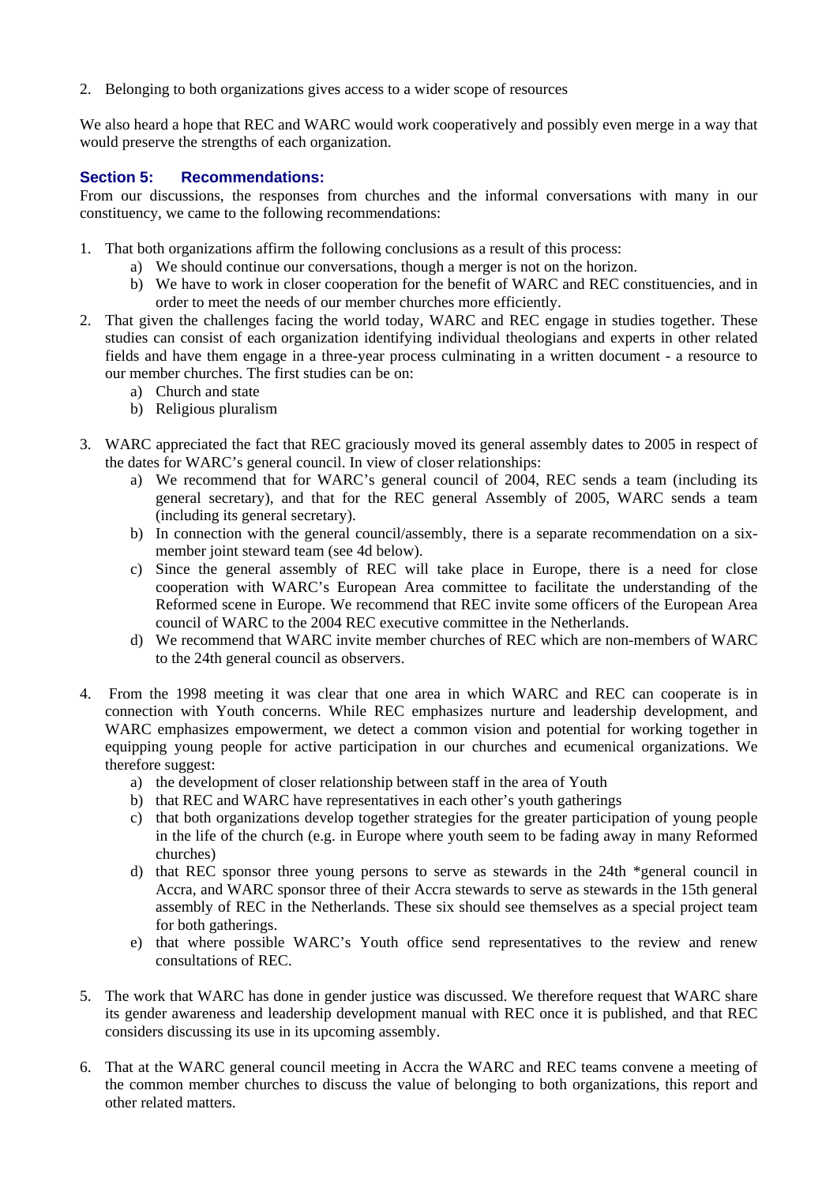2. Belonging to both organizations gives access to a wider scope of resources

We also heard a hope that REC and WARC would work cooperatively and possibly even merge in a way that would preserve the strengths of each organization.

## Section 5: Recommendations:

From our discussions, the responses from churches and the informal conversations with many in our constituency, we came to the following recommendations:

1. That both organizations affirm the following conclusions as a result of this process:
   a) We should continue our conversations, though a merger is not on the horizon.
   b) We have to work in closer cooperation for the benefit of WARC and REC constituencies, and in order to meet the needs of our member churches more efficiently.
2. That given the challenges facing the world today, WARC and REC engage in studies together. These studies can consist of each organization identifying individual theologians and experts in other related fields and have them engage in a three-year process culminating in a written document - a resource to our member churches. The first studies can be on:
   a) Church and state
   b) Religious pluralism
3. WARC appreciated the fact that REC graciously moved its general assembly dates to 2005 in respect of the dates for WARC's general council. In view of closer relationships:
   a) We recommend that for WARC's general council of 2004, REC sends a team (including its general secretary), and that for the REC general Assembly of 2005, WARC sends a team (including its general secretary).
   b) In connection with the general council/assembly, there is a separate recommendation on a six-member joint steward team (see 4d below).
   c) Since the general assembly of REC will take place in Europe, there is a need for close cooperation with WARC's European Area committee to facilitate the understanding of the Reformed scene in Europe. We recommend that REC invite some officers of the European Area council of WARC to the 2004 REC executive committee in the Netherlands.
   d) We recommend that WARC invite member churches of REC which are non-members of WARC to the 24th general council as observers.
4. From the 1998 meeting it was clear that one area in which WARC and REC can cooperate is in connection with Youth concerns. While REC emphasizes nurture and leadership development, and WARC emphasizes empowerment, we detect a common vision and potential for working together in equipping young people for active participation in our churches and ecumenical organizations. We therefore suggest:
   a) the development of closer relationship between staff in the area of Youth
   b) that REC and WARC have representatives in each other's youth gatherings
   c) that both organizations develop together strategies for the greater participation of young people in the life of the church (e.g. in Europe where youth seem to be fading away in many Reformed churches)
   d) that REC sponsor three young persons to serve as stewards in the 24th *general council in Accra, and WARC sponsor three of their Accra stewards to serve as stewards in the 15th general assembly of REC in the Netherlands. These six should see themselves as a special project team for both gatherings.
   e) that where possible WARC's Youth office send representatives to the review and renew consultations of REC.
5. The work that WARC has done in gender justice was discussed. We therefore request that WARC share its gender awareness and leadership development manual with REC once it is published, and that REC considers discussing its use in its upcoming assembly.
6. That at the WARC general council meeting in Accra the WARC and REC teams convene a meeting of the common member churches to discuss the value of belonging to both organizations, this report and other related matters.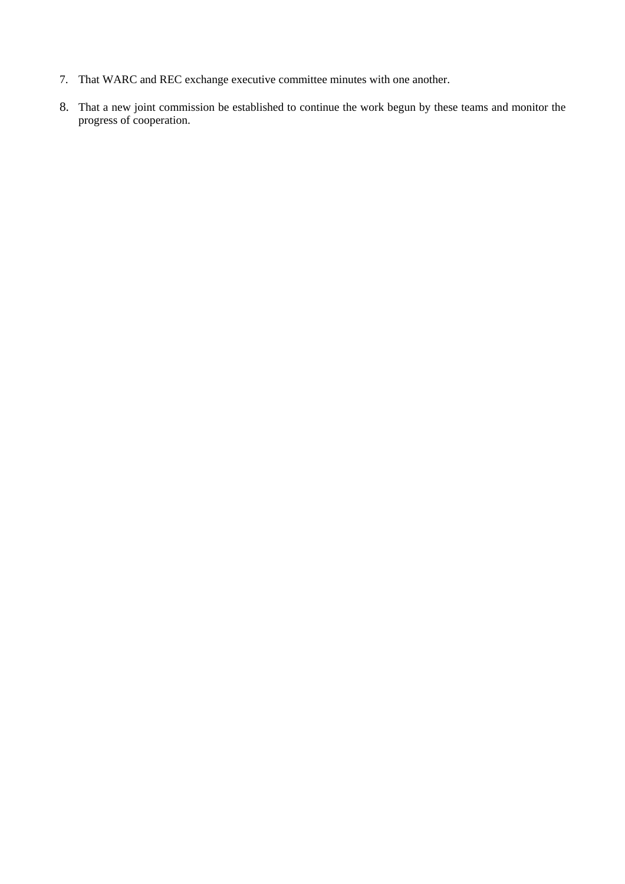7. That WARC and REC exchange executive committee minutes with one another.

8. That a new joint commission be established to continue the work begun by these teams and monitor the progress of cooperation.